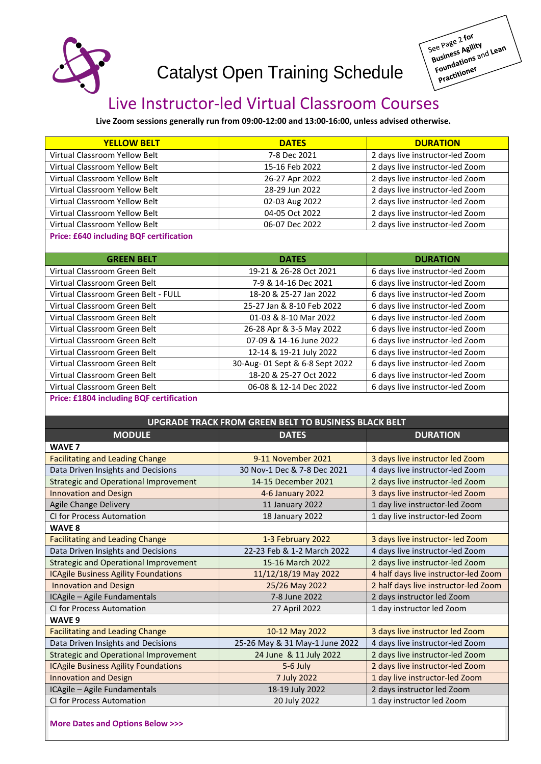# Catalyst Open Training Schedule

See Page 2 for **Business Agility Foundations** and **Lean Practitioner**

## Live Instructor-led Virtual Classroom Courses

**Live Zoom sessions generally run from 09:00-12:00 and 13:00-16:00, unless advised otherwise.**

| YELLOW BELT | DATES | DURATION |
|---|---|---|
| Virtual Classroom Yellow Belt | 7-8 Dec 2021 | 2 days live instructor-led Zoom |
| Virtual Classroom Yellow Belt | 15-16 Feb 2022 | 2 days live instructor-led Zoom |
| Virtual Classroom Yellow Belt | 26-27 Apr 2022 | 2 days live instructor-led Zoom |
| Virtual Classroom Yellow Belt | 28-29 Jun 2022 | 2 days live instructor-led Zoom |
| Virtual Classroom Yellow Belt | 02-03 Aug 2022 | 2 days live instructor-led Zoom |
| Virtual Classroom Yellow Belt | 04-05 Oct 2022 | 2 days live instructor-led Zoom |
| Virtual Classroom Yellow Belt | 06-07 Dec 2022 | 2 days live instructor-led Zoom |

**Price: £640 including BQF certification**

| GREEN BELT | DATES | DURATION |
|---|---|---|
| Virtual Classroom Green Belt | 19-21 & 26-28 Oct 2021 | 6 days live instructor-led Zoom |
| Virtual Classroom Green Belt | 7-9 & 14-16 Dec 2021 | 6 days live instructor-led Zoom |
| Virtual Classroom Green Belt - FULL | 18-20 & 25-27 Jan 2022 | 6 days live instructor-led Zoom |
| Virtual Classroom Green Belt | 25-27 Jan & 8-10 Feb 2022 | 6 days live instructor-led Zoom |
| Virtual Classroom Green Belt | 01-03 & 8-10 Mar 2022 | 6 days live instructor-led Zoom |
| Virtual Classroom Green Belt | 26-28 Apr & 3-5 May 2022 | 6 days live instructor-led Zoom |
| Virtual Classroom Green Belt | 07-09 & 14-16 June 2022 | 6 days live instructor-led Zoom |
| Virtual Classroom Green Belt | 12-14 & 19-21 July 2022 | 6 days live instructor-led Zoom |
| Virtual Classroom Green Belt | 30-Aug- 01 Sept & 6-8 Sept 2022 | 6 days live instructor-led Zoom |
| Virtual Classroom Green Belt | 18-20 & 25-27 Oct 2022 | 6 days live instructor-led Zoom |
| Virtual Classroom Green Belt | 06-08 & 12-14 Dec 2022 | 6 days live instructor-led Zoom |

**Price: £1804 including BQF certification**

| UPGRADE TRACK FROM GREEN BELT TO BUSINESS BLACK BELT | | |
|---|---|---|
| **MODULE** | **DATES** | **DURATION** |
| **WAVE 7** | | |
| Facilitating and Leading Change | 9-11 November 2021 | 3 days live instructor led Zoom |
| Data Driven Insights and Decisions | 30 Nov-1 Dec & 7-8 Dec 2021 | 4 days live instructor-led Zoom |
| Strategic and Operational Improvement | 14-15 December 2021 | 2 days live instructor-led Zoom |
| Innovation and Design | 4-6 January 2022 | 3 days live instructor-led Zoom |
| Agile Change Delivery | 11 January 2022 | 1 day live instructor-led Zoom |
| CI for Process Automation | 18 January 2022 | 1 day live instructor-led Zoom |
| **WAVE 8** | | |
| Facilitating and Leading Change | 1-3 February 2022 | 3 days live instructor- led Zoom |
| Data Driven Insights and Decisions | 22-23 Feb & 1-2 March 2022 | 4 days live instructor-led Zoom |
| Strategic and Operational Improvement | 15-16 March 2022 | 2 days live instructor-led Zoom |
| ICAgile Business Agility Foundations | 11/12/18/19 May 2022 | 4 half days live instructor-led Zoom |
| Innovation and Design | 25/26 May 2022 | 2 half days live instructor-led Zoom |
| ICAgile – Agile Fundamentals | 7-8 June 2022 | 2 days instructor led Zoom |
| CI for Process Automation | 27 April 2022 | 1 day instructor led Zoom |
| **WAVE 9** | | |
| Facilitating and Leading Change | 10-12 May 2022 | 3 days live instructor led Zoom |
| Data Driven Insights and Decisions | 25-26 May & 31 May-1 June 2022 | 4 days live instructor-led Zoom |
| Strategic and Operational Improvement | 24 June & 11 July 2022 | 2 days live instructor-led Zoom |
| ICAgile Business Agility Foundations | 5-6 July | 2 days live instructor-led Zoom |
| Innovation and Design | 7 July 2022 | 1 day live instructor-led Zoom |
| ICAgile – Agile Fundamentals | 18-19 July 2022 | 2 days instructor led Zoom |
| CI for Process Automation | 20 July 2022 | 1 day instructor led Zoom |

**More Dates and Options Below >>>**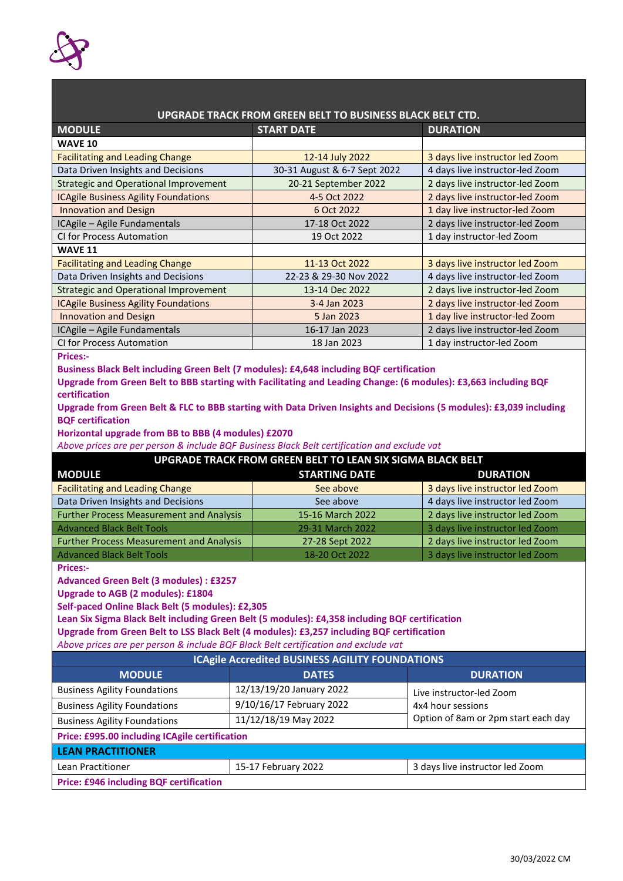## UPGRADE TRACK FROM GREEN BELT TO BUSINESS BLACK BELT CTD.

| MODULE | START DATE | DURATION |
|---|---|---|
| **WAVE 10** | | |
| Facilitating and Leading Change | 12-14 July 2022 | 3 days live instructor led Zoom |
| Data Driven Insights and Decisions | 30-31 August & 6-7 Sept 2022 | 4 days live instructor-led Zoom |
| Strategic and Operational Improvement | 20-21 September 2022 | 2 days live instructor-led Zoom |
| ICAgile Business Agility Foundations | 4-5 Oct 2022 | 2 days live instructor-led Zoom |
| Innovation and Design | 6 Oct 2022 | 1 day live instructor-led Zoom |
| ICAgile – Agile Fundamentals | 17-18 Oct 2022 | 2 days live instructor-led Zoom |
| CI for Process Automation | 19 Oct 2022 | 1 day instructor-led Zoom |
| **WAVE 11** | | |
| Facilitating and Leading Change | 11-13 Oct 2022 | 3 days live instructor led Zoom |
| Data Driven Insights and Decisions | 22-23 & 29-30 Nov 2022 | 4 days live instructor-led Zoom |
| Strategic and Operational Improvement | 13-14 Dec 2022 | 2 days live instructor-led Zoom |
| ICAgile Business Agility Foundations | 3-4 Jan 2023 | 2 days live instructor-led Zoom |
| Innovation and Design | 5 Jan 2023 | 1 day live instructor-led Zoom |
| ICAgile – Agile Fundamentals | 16-17 Jan 2023 | 2 days live instructor-led Zoom |
| CI for Process Automation | 18 Jan 2023 | 1 day instructor-led Zoom |

**Prices:-**

**Business Black Belt including Green Belt (7 modules): £4,648 including BQF certification**

**Upgrade from Green Belt to BBB starting with Facilitating and Leading Change: (6 modules): £3,663 including BQF certification**

**Upgrade from Green Belt & FLC to BBB starting with Data Driven Insights and Decisions (5 modules): £3,039 including BQF certification**

**Horizontal upgrade from BB to BBB (4 modules) £2070**

*Above prices are per person & include BQF Business Black Belt certification and exclude vat*

## UPGRADE TRACK FROM GREEN BELT TO LEAN SIX SIGMA BLACK BELT

| MODULE | STARTING DATE | DURATION |
|---|---|---|
| Facilitating and Leading Change | See above | 3 days live instructor led Zoom |
| Data Driven Insights and Decisions | See above | 4 days live instructor led Zoom |
| Further Process Measurement and Analysis | 15-16 March 2022 | 2 days live instructor led Zoom |
| Advanced Black Belt Tools | 29-31 March 2022 | 3 days live instructor led Zoom |
| Further Process Measurement and Analysis | 27-28 Sept 2022 | 2 days live instructor led Zoom |
| Advanced Black Belt Tools | 18-20 Oct 2022 | 3 days live instructor led Zoom |

**Prices:-**

**Advanced Green Belt (3 modules) : £3257**

**Upgrade to AGB (2 modules): £1804**

**Self-paced Online Black Belt (5 modules): £2,305**

**Lean Six Sigma Black Belt including Green Belt (5 modules): £4,358 including BQF certification**

**Upgrade from Green Belt to LSS Black Belt (4 modules): £3,257 including BQF certification**

*Above prices are per person & include BQF Black Belt certification and exclude vat*

## ICAgile Accredited BUSINESS AGILITY FOUNDATIONS

| MODULE | DATES | DURATION |
|---|---|---|
| Business Agility Foundations | 12/13/19/20 January 2022 | Live instructor-led Zoom 4x4 hour sessions Option of 8am or 2pm start each day |
| Business Agility Foundations | 9/10/16/17 February 2022 | |
| Business Agility Foundations | 11/12/18/19 May 2022 | |

**Price: £995.00 including ICAgile certification**

## LEAN PRACTITIONER

| Module | Dates | Duration |
|---|---|---|
| Lean Practitioner | 15-17 February 2022 | 3 days live instructor led Zoom |

**Price: £946 including BQF certification**

30/03/2022 CM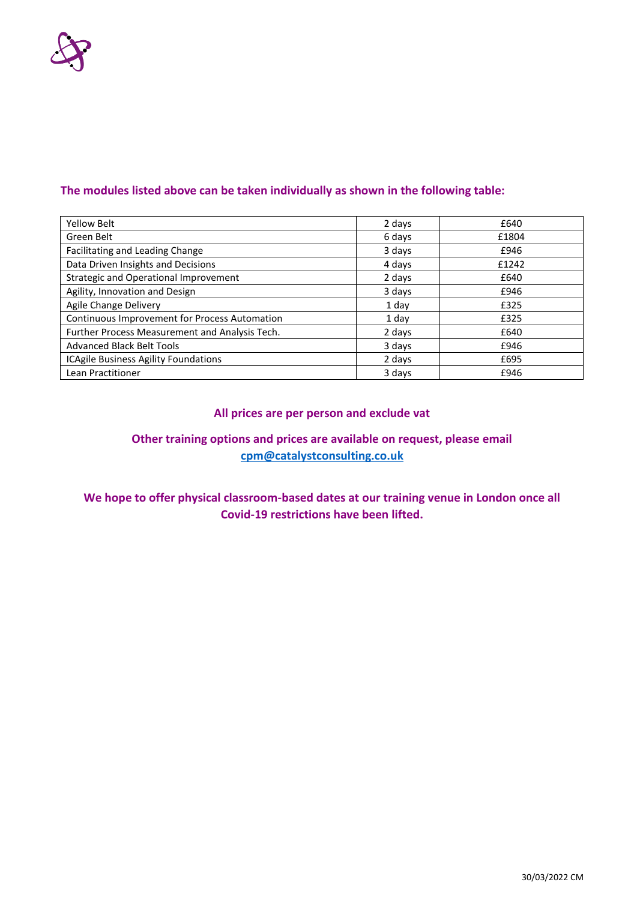## The modules listed above can be taken individually as shown in the following table:

| | | |
|---|---|---|
| Yellow Belt | 2 days | £640 |
| Green Belt | 6 days | £1804 |
| Facilitating and Leading Change | 3 days | £946 |
| Data Driven Insights and Decisions | 4 days | £1242 |
| Strategic and Operational Improvement | 2 days | £640 |
| Agility, Innovation and Design | 3 days | £946 |
| Agile Change Delivery | 1 day | £325 |
| Continuous Improvement for Process Automation | 1 day | £325 |
| Further Process Measurement and Analysis Tech. | 2 days | £640 |
| Advanced Black Belt Tools | 3 days | £946 |
| ICAgile Business Agility Foundations | 2 days | £695 |
| Lean Practitioner | 3 days | £946 |

**All prices are per person and exclude vat**

**Other training options and prices are available on request, please email cpm@catalystconsulting.co.uk**

**We hope to offer physical classroom-based dates at our training venue in London once all Covid-19 restrictions have been lifted.**

30/03/2022 CM